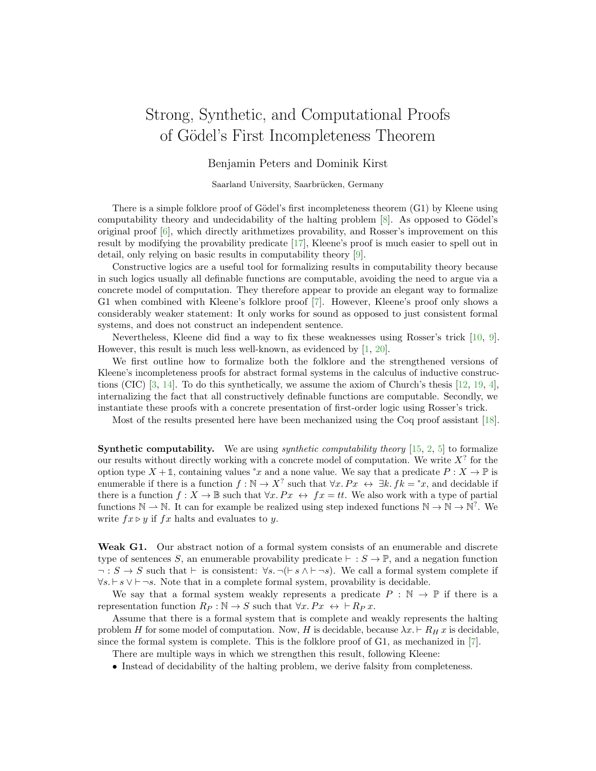# Strong, Synthetic, and Computational Proofs of Gödel's First Incompleteness Theorem

Benjamin Peters and Dominik Kirst

Saarland University, Saarbrücken, Germany

There is a simple folklore proof of Gödel's first incompleteness theorem (G1) by Kleene using computability theory and undecidability of the halting problem [8]. As opposed to Gödel's original proof [6], which directly arithmetizes provability, and Rosser's improvement on this result by modifying the provability predicate [17], Kleene's proof is much easier to spell out in detail, only relying on basic results in computability theory [9].

Constructive logics are a useful tool for formalizing results in computability theory because in such logics usually all definable functions are computable, avoiding the need to argue via a concrete model of computation. They therefore appear to provide an elegant way to formalize G1 when combined with Kleene's folklore proof [7]. However, Kleene's proof only shows a considerably weaker statement: It only works for sound as opposed to just consistent formal systems, and does not construct an independent sentence.

Nevertheless, Kleene did find a way to fix these weaknesses using Rosser's trick [10, 9]. However, this result is much less well-known, as evidenced by [1, 20].

We first outline how to formalize both the folklore and the strengthened versions of Kleene's incompleteness proofs for abstract formal systems in the calculus of inductive constructions (CIC) [3, 14]. To do this synthetically, we assume the axiom of Church's thesis [12, 19, 4], internalizing the fact that all constructively definable functions are computable. Secondly, we instantiate these proofs with a concrete presentation of first-order logic using Rosser's trick.

Most of the results presented here have been mechanized using the Coq proof assistant [18].

**Synthetic computability.** We are using *synthetic computability theory* [15, 2, 5] to formalize our results without directly working with a concrete model of computation. We write $X^?$ for the option type $X + \mathbb{1}$, containing values $^\circ x$ and a none value. We say that a predicate $P : X \to \mathbb{P}$ is enumerable if there is a function $f : \mathbb{N} \to X^?$ such that $\forall x.\, Px \leftrightarrow \exists k.\, fk = {}^\circ x$, and decidable if there is a function $f : X \to \mathbb{B}$ such that $\forall x.\, Px \leftrightarrow fx = tt$. We also work with a type of partial functions $\mathbb{N} \rightharpoonup \mathbb{N}$. It can for example be realized using step indexed functions $\mathbb{N} \to \mathbb{N} \to \mathbb{N}^?$. We write $fx \triangleright y$ if $fx$ halts and evaluates to $y$.

**Weak G1.** Our abstract notion of a formal system consists of an enumerable and discrete type of sentences $S$, an enumerable provability predicate $\vdash\, : S \to \mathbb{P}$, and a negation function $\neg : S \to S$ such that $\vdash$ is consistent: $\forall s. \neg(\vdash s \land \vdash \neg s)$. We call a formal system complete if $\forall s. \vdash s \lor \vdash \neg s$. Note that in a complete formal system, provability is decidable.

We say that a formal system weakly represents a predicate $P : \mathbb{N} \to \mathbb{P}$ if there is a representation function $R_P : \mathbb{N} \to S$ such that $\forall x.\, Px \leftrightarrow\, \vdash R_P\, x$.

Assume that there is a formal system that is complete and weakly represents the halting problem $H$ for some model of computation. Now, $H$ is decidable, because $\lambda x. \vdash R_H\, x$ is decidable, since the formal system is complete. This is the folklore proof of G1, as mechanized in [7].

There are multiple ways in which we strengthen this result, following Kleene:

- Instead of decidability of the halting problem, we derive falsity from completeness.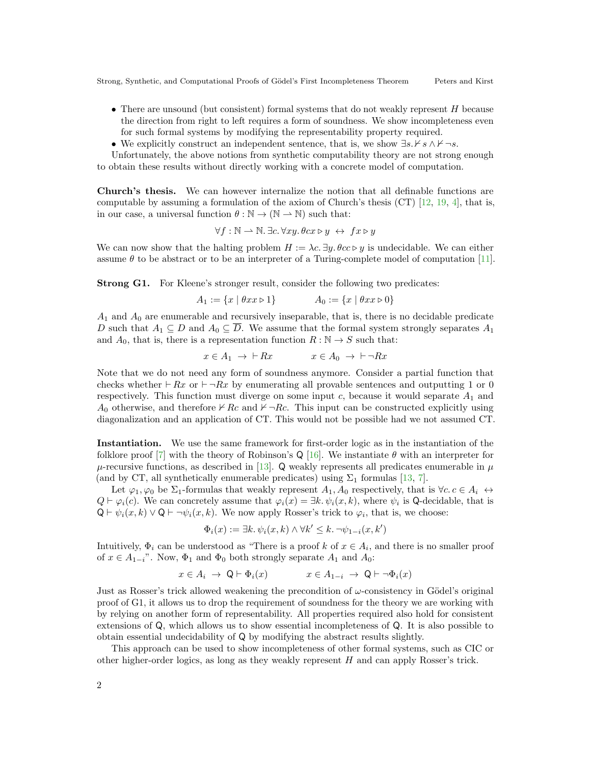- There are unsound (but consistent) formal systems that do not weakly represent $H$ because the direction from right to left requires a form of soundness. We show incompleteness even for such formal systems by modifying the representability property required.
- We explicitly construct an independent sentence, that is, we show $\exists s. \nvdash s \wedge \nvdash \neg s$.

Unfortunately, the above notions from synthetic computability theory are not strong enough to obtain these results without directly working with a concrete model of computation.

**Church's thesis.** We can however internalize the notion that all definable functions are computable by assuming a formulation of the axiom of Church's thesis (CT) [12, 19, 4], that is, in our case, a universal function $\theta : \mathbb{N} \to (\mathbb{N} \rightharpoonup \mathbb{N})$ such that:

$$\forall f : \mathbb{N} \rightharpoonup \mathbb{N}. \exists c. \forall xy. \theta c x \triangleright y \leftrightarrow f x \triangleright y$$

We can now show that the halting problem $H := \lambda c. \exists y. \theta c c \triangleright y$ is undecidable. We can either assume $\theta$ to be abstract or to be an interpreter of a Turing-complete model of computation [11].

**Strong G1.** For Kleene's stronger result, consider the following two predicates:

$$A_1 := \{x \mid \theta x x \triangleright 1\} \qquad\qquad A_0 := \{x \mid \theta x x \triangleright 0\}$$

$A_1$ and $A_0$ are enumerable and recursively inseparable, that is, there is no decidable predicate $D$ such that $A_1 \subseteq D$ and $A_0 \subseteq \overline{D}$. We assume that the formal system strongly separates $A_1$ and $A_0$, that is, there is a representation function $R : \mathbb{N} \to S$ such that:

$$x \in A_1 \to \vdash Rx \qquad\qquad x \in A_0 \to \vdash \neg Rx$$

Note that we do not need any form of soundness anymore. Consider a partial function that checks whether $\vdash Rx$ or $\vdash \neg Rx$ by enumerating all provable sentences and outputting 1 or 0 respectively. This function must diverge on some input $c$, because it would separate $A_1$ and $A_0$ otherwise, and therefore $\nvdash Rc$ and $\nvdash \neg Rc$. This input can be constructed explicitly using diagonalization and an application of CT. This would not be possible had we not assumed CT.

**Instantiation.** We use the same framework for first-order logic as in the instantiation of the folklore proof [7] with the theory of Robinson's $\mathsf{Q}$ [16]. We instantiate $\theta$ with an interpreter for $\mu$-recursive functions, as described in [13]. $\mathsf{Q}$ weakly represents all predicates enumerable in $\mu$ (and by CT, all synthetically enumerable predicates) using $\Sigma_1$ formulas [13, 7].

Let $\varphi_1, \varphi_0$ be $\Sigma_1$-formulas that weakly represent $A_1, A_0$ respectively, that is $\forall c. c \in A_i \leftrightarrow Q \vdash \varphi_i(c)$. We can concretely assume that $\varphi_i(x) = \exists k. \psi_i(x,k)$, where $\psi_i$ is $\mathsf{Q}$-decidable, that is $\mathsf{Q} \vdash \psi_i(x,k) \vee \mathsf{Q} \vdash \neg\psi_i(x,k)$. We now apply Rosser's trick to $\varphi_i$, that is, we choose:

$$\Phi_i(x) := \exists k. \psi_i(x,k) \wedge \forall k' \leq k. \neg\psi_{1-i}(x,k')$$

Intuitively, $\Phi_i$ can be understood as "There is a proof $k$ of $x \in A_i$, and there is no smaller proof of $x \in A_{1-i}$". Now, $\Phi_1$ and $\Phi_0$ both strongly separate $A_1$ and $A_0$:

$$x \in A_i \to \mathsf{Q} \vdash \Phi_i(x) \qquad\qquad x \in A_{1-i} \to \mathsf{Q} \vdash \neg\Phi_i(x)$$

Just as Rosser's trick allowed weakening the precondition of $\omega$-consistency in Gödel's original proof of G1, it allows us to drop the requirement of soundness for the theory we are working with by relying on another form of representability. All properties required also hold for consistent extensions of $\mathsf{Q}$, which allows us to show essential incompleteness of $\mathsf{Q}$. It is also possible to obtain essential undecidability of $\mathsf{Q}$ by modifying the abstract results slightly.

This approach can be used to show incompleteness of other formal systems, such as CIC or other higher-order logics, as long as they weakly represent $H$ and can apply Rosser's trick.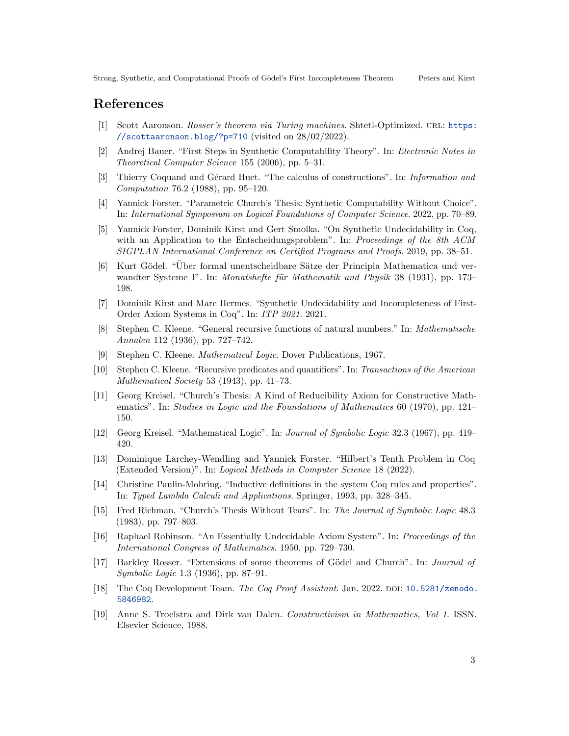## References

[1] Scott Aaronson. *Rosser's theorem via Turing machines*. Shtetl-Optimized. URL: https://scottaaronson.blog/?p=710 (visited on 28/02/2022).

[2] Andrej Bauer. "First Steps in Synthetic Computability Theory". In: *Electronic Notes in Theoretical Computer Science* 155 (2006), pp. 5–31.

[3] Thierry Coquand and Gérard Huet. "The calculus of constructions". In: *Information and Computation* 76.2 (1988), pp. 95–120.

[4] Yannick Forster. "Parametric Church's Thesis: Synthetic Computability Without Choice". In: *International Symposium on Logical Foundations of Computer Science*. 2022, pp. 70–89.

[5] Yannick Forster, Dominik Kirst and Gert Smolka. "On Synthetic Undecidability in Coq, with an Application to the Entscheidungsproblem". In: *Proceedings of the 8th ACM SIGPLAN International Conference on Certified Programs and Proofs*. 2019, pp. 38–51.

[6] Kurt Gödel. "Über formal unentscheidbare Sätze der Principia Mathematica und verwandter Systeme I". In: *Monatshefte für Mathematik und Physik* 38 (1931), pp. 173–198.

[7] Dominik Kirst and Marc Hermes. "Synthetic Undecidability and Incompleteness of First-Order Axiom Systems in Coq". In: *ITP 2021*. 2021.

[8] Stephen C. Kleene. "General recursive functions of natural numbers." In: *Mathematische Annalen* 112 (1936), pp. 727–742.

[9] Stephen C. Kleene. *Mathematical Logic*. Dover Publications, 1967.

[10] Stephen C. Kleene. "Recursive predicates and quantifiers". In: *Transactions of the American Mathematical Society* 53 (1943), pp. 41–73.

[11] Georg Kreisel. "Church's Thesis: A Kind of Reducibility Axiom for Constructive Mathematics". In: *Studies in Logic and the Foundations of Mathematics* 60 (1970), pp. 121–150.

[12] Georg Kreisel. "Mathematical Logic". In: *Journal of Symbolic Logic* 32.3 (1967), pp. 419–420.

[13] Dominique Larchey-Wendling and Yannick Forster. "Hilbert's Tenth Problem in Coq (Extended Version)". In: *Logical Methods in Computer Science* 18 (2022).

[14] Christine Paulin-Mohring. "Inductive definitions in the system Coq rules and properties". In: *Typed Lambda Calculi and Applications*. Springer, 1993, pp. 328–345.

[15] Fred Richman. "Church's Thesis Without Tears". In: *The Journal of Symbolic Logic* 48.3 (1983), pp. 797–803.

[16] Raphael Robinson. "An Essentially Undecidable Axiom System". In: *Proceedings of the International Congress of Mathematics*. 1950, pp. 729–730.

[17] Barkley Rosser. "Extensions of some theorems of Gödel and Church". In: *Journal of Symbolic Logic* 1.3 (1936), pp. 87–91.

[18] The Coq Development Team. *The Coq Proof Assistant*. Jan. 2022. DOI: 10.5281/zenodo.5846982.

[19] Anne S. Troelstra and Dirk van Dalen. *Constructivism in Mathematics, Vol 1*. ISSN. Elsevier Science, 1988.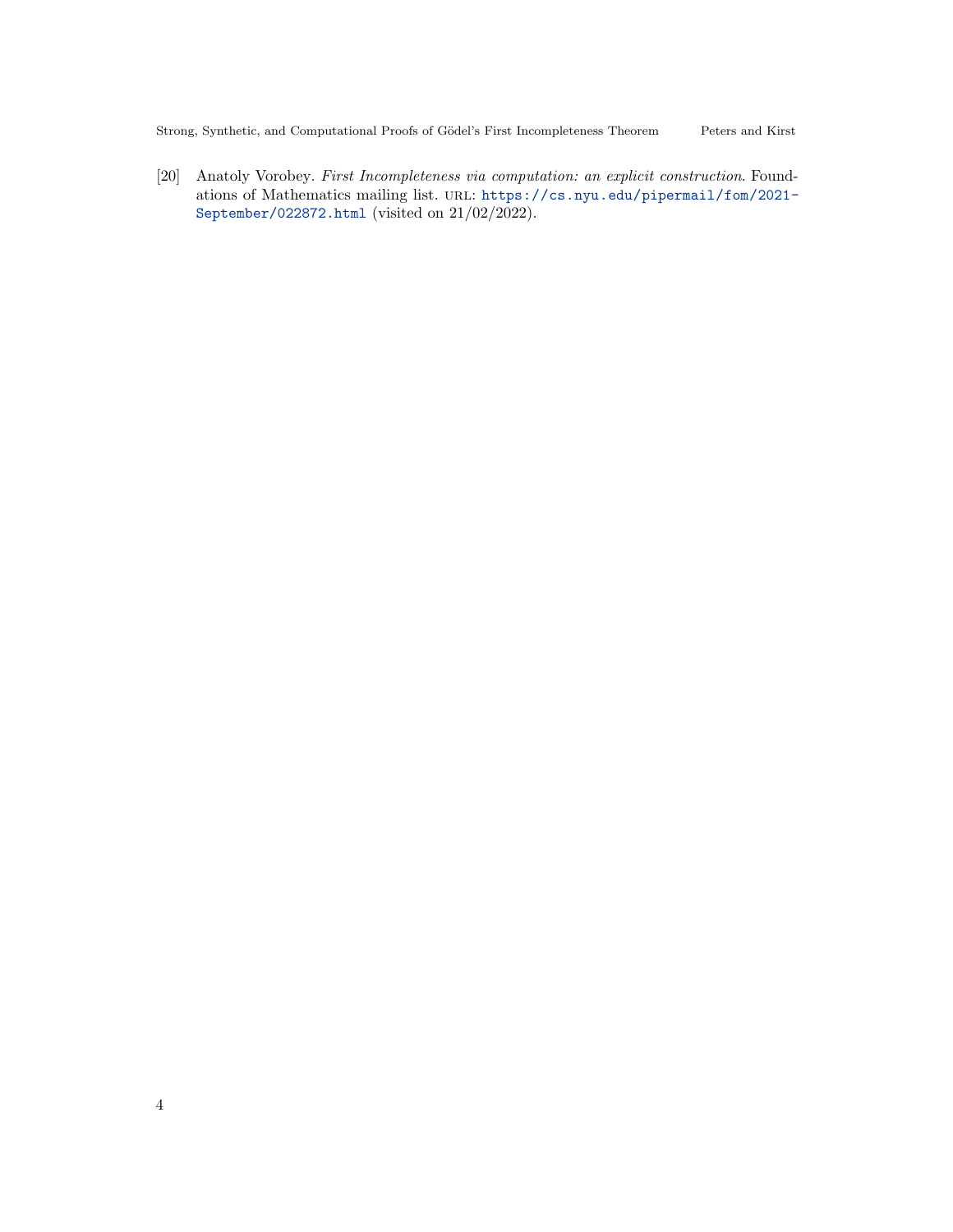[20] Anatoly Vorobey. *First Incompleteness via computation: an explicit construction*. Foundations of Mathematics mailing list. URL: https://cs.nyu.edu/pipermail/fom/2021-September/022872.html (visited on 21/02/2022).